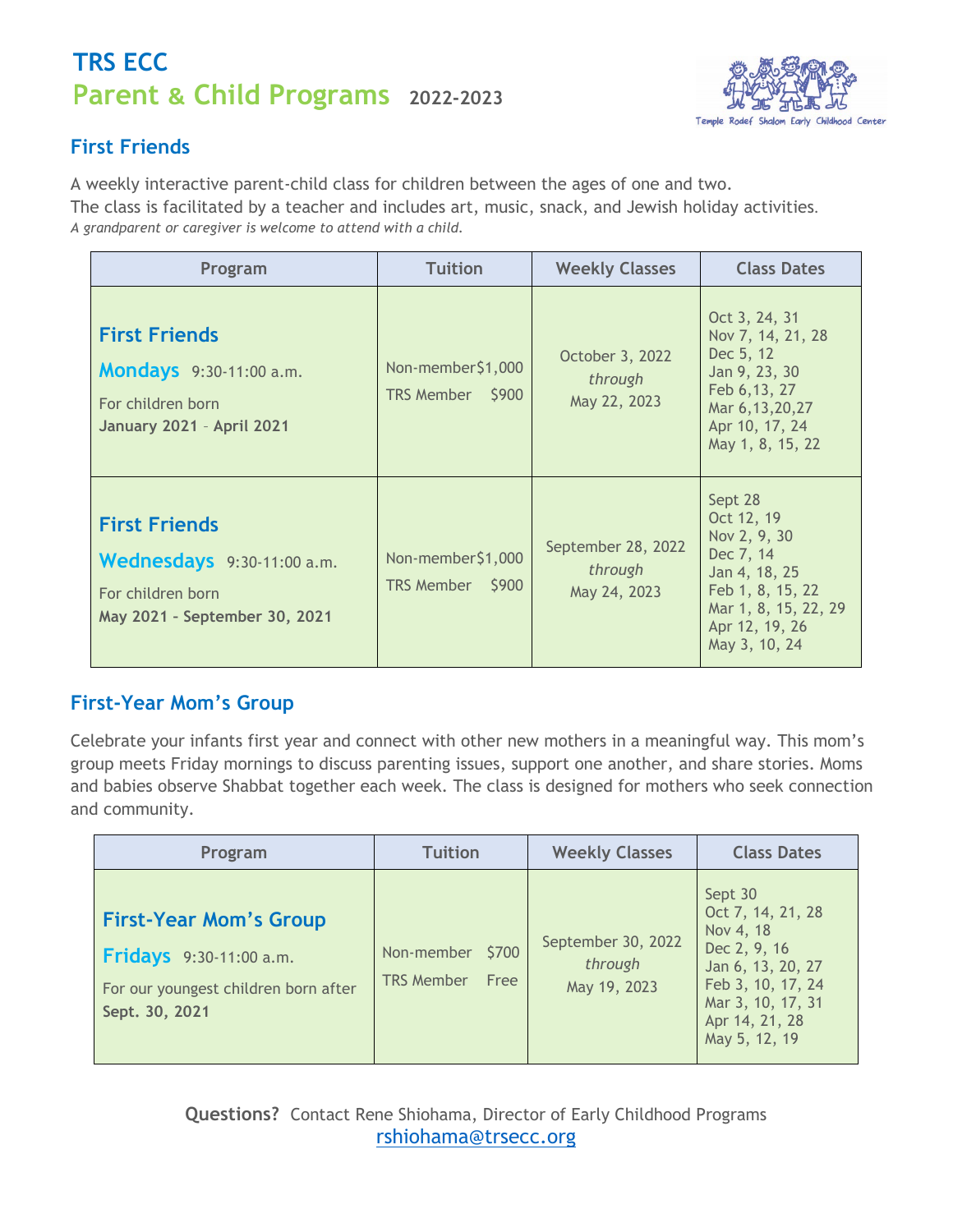# TRS ECC

## Parent & Child Programs 2022-2023

Temple Rodef Shalom Early Childhood Center

## First Friends

A weekly interactive parent-child class for children between the ages of one and two.
The class is facilitated by a teacher and includes art, music, snack, and Jewish holiday activities.
*A grandparent or caregiver is welcome to attend with a child.*

| Program | Tuition | Weekly Classes | Class Dates |
|---|---|---|---|
| **First Friends** **Mondays** 9:30-11:00 a.m. For children born **January 2021 – April 2021** | Non-member $1,000 TRS Member $900 | October 3, 2022 *through* May 22, 2023 | Oct 3, 24, 31 Nov 7, 14, 21, 28 Dec 5, 12 Jan 9, 23, 30 Feb 6,13, 27 Mar 6,13,20,27 Apr 10, 17, 24 May 1, 8, 15, 22 |
| **First Friends** **Wednesdays** 9:30-11:00 a.m. For children born **May 2021 – September 30, 2021** | Non-member $1,000 TRS Member $900 | September 28, 2022 *through* May 24, 2023 | Sept 28 Oct 12, 19 Nov 2, 9, 30 Dec 7, 14 Jan 4, 18, 25 Feb 1, 8, 15, 22 Mar 1, 8, 15, 22, 29 Apr 12, 19, 26 May 3, 10, 24 |

## First-Year Mom's Group

Celebrate your infants first year and connect with other new mothers in a meaningful way. This mom's group meets Friday mornings to discuss parenting issues, support one another, and share stories. Moms and babies observe Shabbat together each week. The class is designed for mothers who seek connection and community.

| Program | Tuition | Weekly Classes | Class Dates |
|---|---|---|---|
| **First-Year Mom's Group** **Fridays** 9:30-11:00 a.m. For our youngest children born after **Sept. 30, 2021** | Non-member $700 TRS Member Free | September 30, 2022 *through* May 19, 2023 | Sept 30 Oct 7, 14, 21, 28 Nov 4, 18 Dec 2, 9, 16 Jan 6, 13, 20, 27 Feb 3, 10, 17, 24 Mar 3, 10, 17, 31 Apr 14, 21, 28 May 5, 12, 19 |

**Questions?** Contact Rene Shiohama, Director of Early Childhood Programs
rshiohama@trsecc.org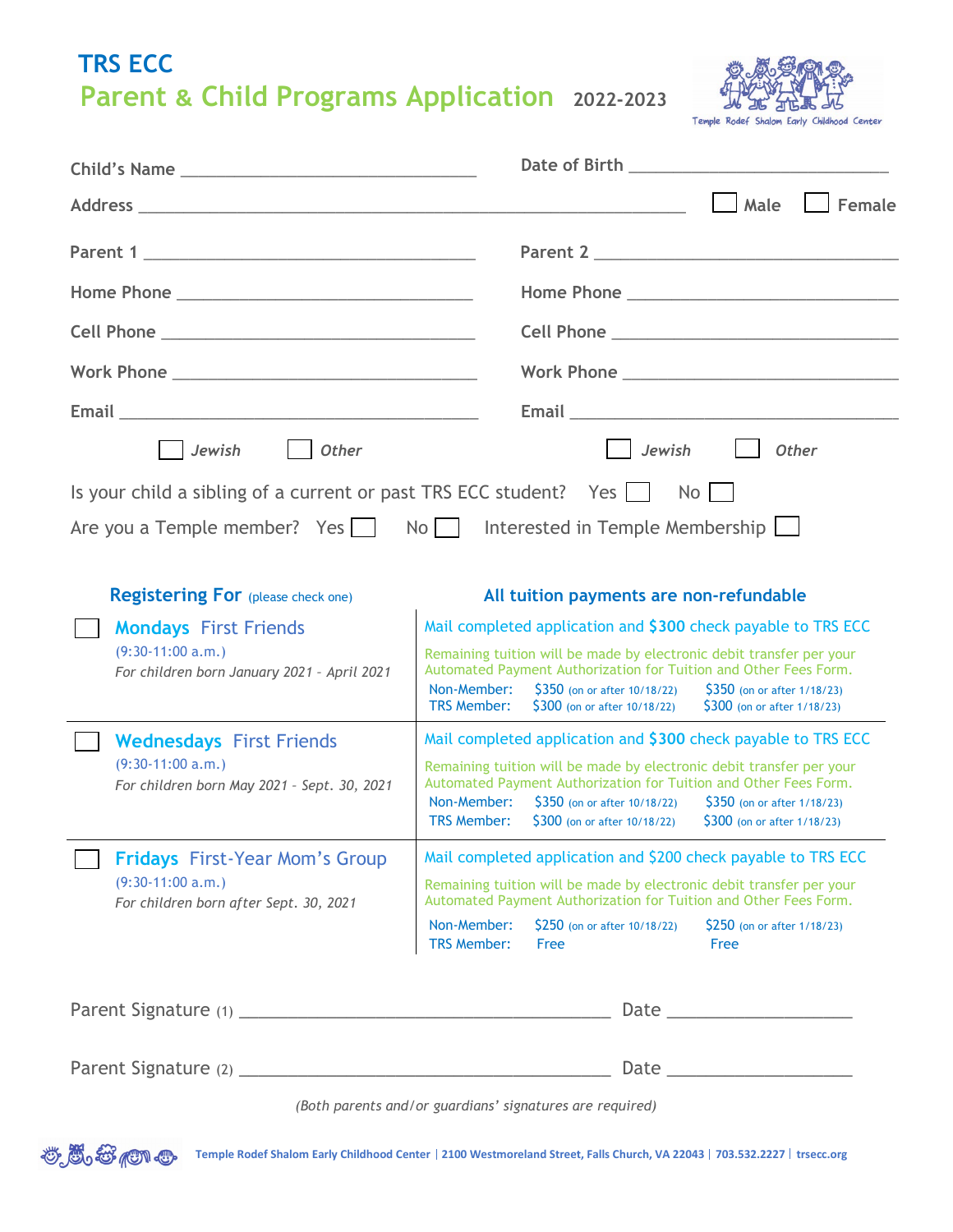# TRS ECC

## Parent & Child Programs Application 2022-2023

Temple Rodef Shalom Early Childhood Center

Child's Name ______________________________ Date of Birth ______________________________

Address ______________________________________________________________ ☐ Male ☐ Female

| | |
|---|---|
| Parent 1 ______________________________ | Parent 2 ______________________________ |
| Home Phone ______________________________ | Home Phone ______________________________ |
| Cell Phone ______________________________ | Cell Phone ______________________________ |
| Work Phone ______________________________ | Work Phone ______________________________ |
| Email ______________________________ | Email ______________________________ |
| ☐ *Jewish* ☐ *Other* | ☐ *Jewish* ☐ *Other* |

Is your child a sibling of a current or past TRS ECC student? Yes ☐ No ☐

Are you a Temple member? Yes ☐ No ☐ Interested in Temple Membership ☐

| **Registering For** (please check one) | **All tuition payments are non-refundable** |
|---|---|
| ☐ **Mondays** First Friends<br>(9:30-11:00 a.m.)<br>*For children born January 2021 - April 2021* | Mail completed application and **$300** check payable to TRS ECC<br>Remaining tuition will be made by electronic debit transfer per your Automated Payment Authorization for Tuition and Other Fees Form.<br>Non-Member: $350 (on or after 10/18/22) $350 (on or after 1/18/23)<br>TRS Member: $300 (on or after 10/18/22) $300 (on or after 1/18/23) |
| ☐ **Wednesdays** First Friends<br>(9:30-11:00 a.m.)<br>*For children born May 2021 - Sept. 30, 2021* | Mail completed application and **$300** check payable to TRS ECC<br>Remaining tuition will be made by electronic debit transfer per your Automated Payment Authorization for Tuition and Other Fees Form.<br>Non-Member: $350 (on or after 10/18/22) $350 (on or after 1/18/23)<br>TRS Member: $300 (on or after 10/18/22) $300 (on or after 1/18/23) |
| ☐ **Fridays** First-Year Mom's Group<br>(9:30-11:00 a.m.)<br>*For children born after Sept. 30, 2021* | Mail completed application and $200 check payable to TRS ECC<br>Remaining tuition will be made by electronic debit transfer per your Automated Payment Authorization for Tuition and Other Fees Form.<br>Non-Member: $250 (on or after 10/18/22) $250 (on or after 1/18/23)<br>TRS Member: Free Free |

Parent Signature (1) ______________________________ Date ______________

Parent Signature (2) ______________________________ Date ______________

*(Both parents and/or guardians' signatures are required)*

Temple Rodef Shalom Early Childhood Center | 2100 Westmoreland Street, Falls Church, VA 22043 | 703.532.2227 | trsecc.org